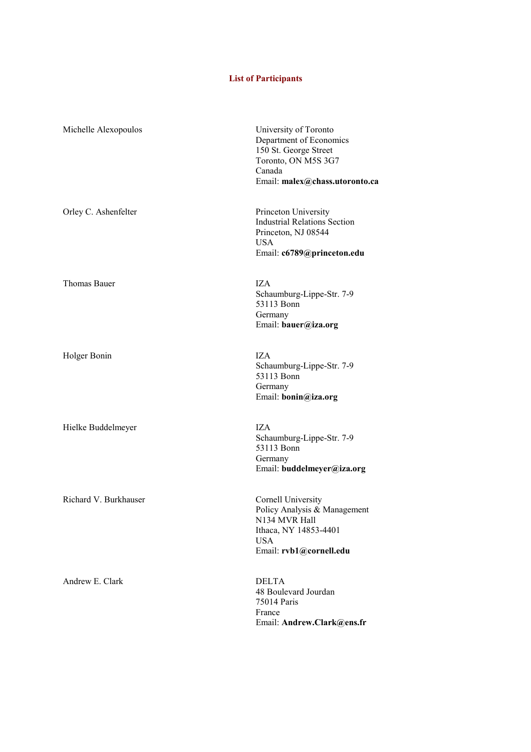# List of Participants

| | |
|---|---|
| Michelle Alexopoulos | University of Toronto<br>Department of Economics<br>150 St. George Street<br>Toronto, ON M5S 3G7<br>Canada<br>Email: **malex@chass.utoronto.ca** |
| Orley C. Ashenfelter | Princeton University<br>Industrial Relations Section<br>Princeton, NJ 08544<br>USA<br>Email: **c6789@princeton.edu** |
| Thomas Bauer | IZA<br>Schaumburg-Lippe-Str. 7-9<br>53113 Bonn<br>Germany<br>Email: **bauer@iza.org** |
| Holger Bonin | IZA<br>Schaumburg-Lippe-Str. 7-9<br>53113 Bonn<br>Germany<br>Email: **bonin@iza.org** |
| Hielke Buddelmeyer | IZA<br>Schaumburg-Lippe-Str. 7-9<br>53113 Bonn<br>Germany<br>Email: **buddelmeyer@iza.org** |
| Richard V. Burkhauser | Cornell University<br>Policy Analysis & Management<br>N134 MVR Hall<br>Ithaca, NY 14853-4401<br>USA<br>Email: **rvb1@cornell.edu** |
| Andrew E. Clark | DELTA<br>48 Boulevard Jourdan<br>75014 Paris<br>France<br>Email: **Andrew.Clark@ens.fr** |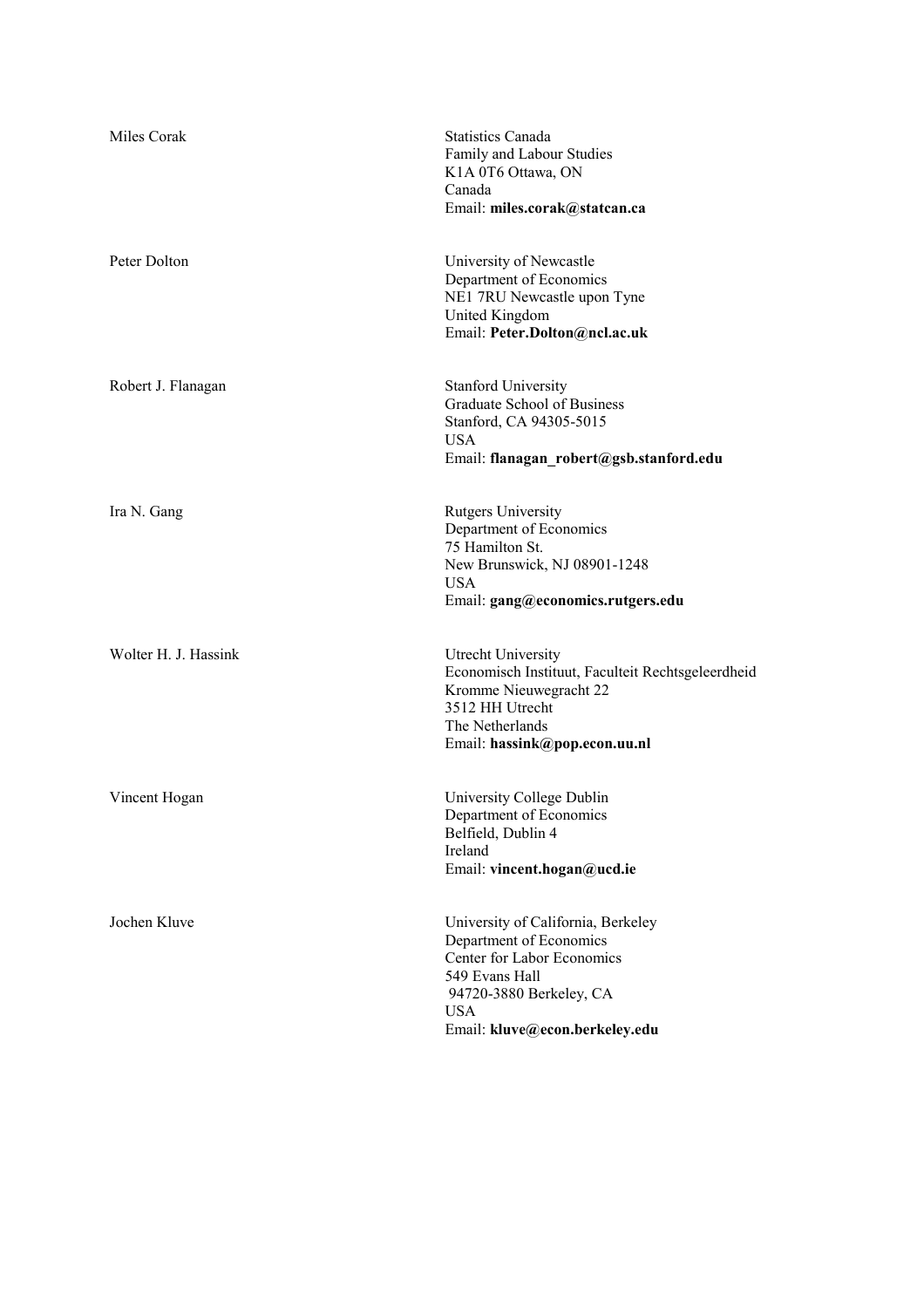| | |
|---|---|
| Miles Corak | Statistics Canada<br>Family and Labour Studies<br>K1A 0T6 Ottawa, ON<br>Canada<br>Email: **miles.corak@statcan.ca** |
| Peter Dolton | University of Newcastle<br>Department of Economics<br>NE1 7RU Newcastle upon Tyne<br>United Kingdom<br>Email: **Peter.Dolton@ncl.ac.uk** |
| Robert J. Flanagan | Stanford University<br>Graduate School of Business<br>Stanford, CA 94305-5015<br>USA<br>Email: **flanagan_robert@gsb.stanford.edu** |
| Ira N. Gang | Rutgers University<br>Department of Economics<br>75 Hamilton St.<br>New Brunswick, NJ 08901-1248<br>USA<br>Email: **gang@economics.rutgers.edu** |
| Wolter H. J. Hassink | Utrecht University<br>Economisch Instituut, Faculteit Rechtsgeleerdheid<br>Kromme Nieuwegracht 22<br>3512 HH Utrecht<br>The Netherlands<br>Email: **hassink@pop.econ.uu.nl** |
| Vincent Hogan | University College Dublin<br>Department of Economics<br>Belfield, Dublin 4<br>Ireland<br>Email: **vincent.hogan@ucd.ie** |
| Jochen Kluve | University of California, Berkeley<br>Department of Economics<br>Center for Labor Economics<br>549 Evans Hall<br>94720-3880 Berkeley, CA<br>USA<br>Email: **kluve@econ.berkeley.edu** |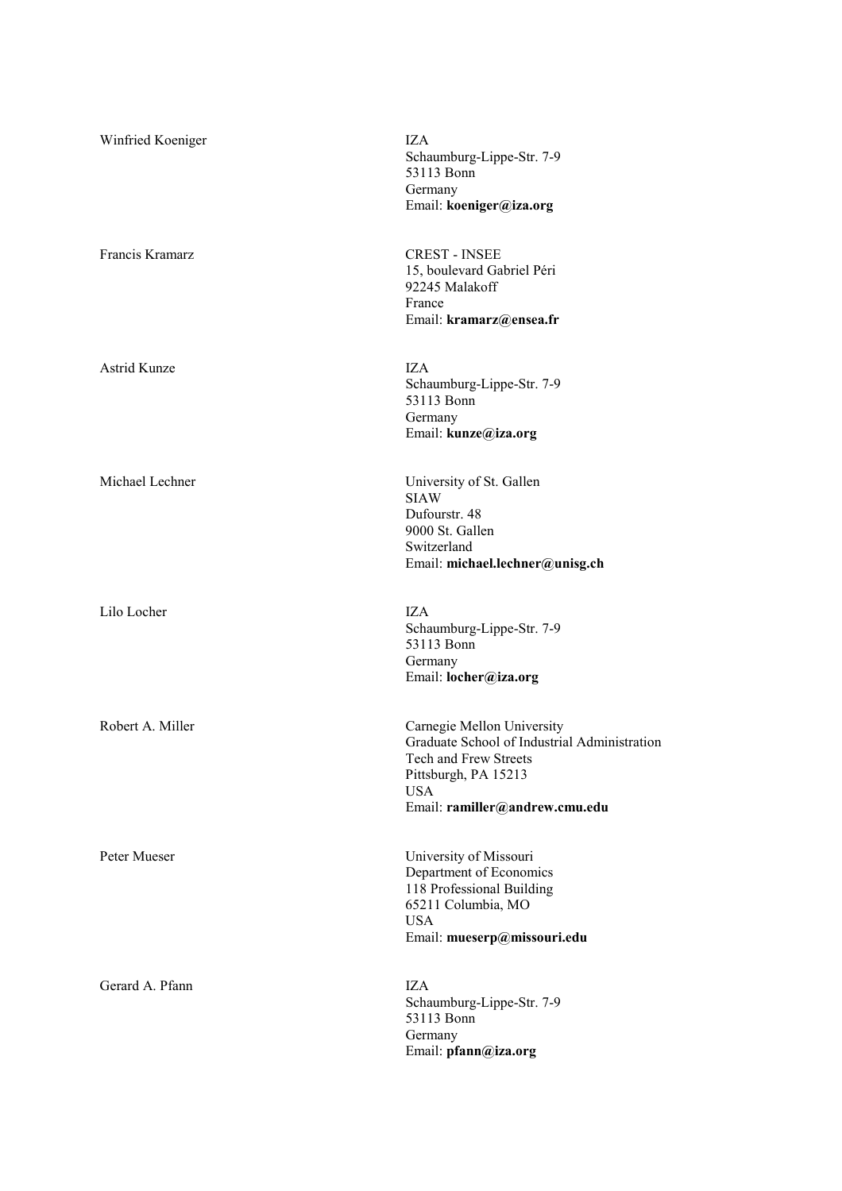| | |
|---|---|
| Winfried Koeniger | IZA<br>Schaumburg-Lippe-Str. 7-9<br>53113 Bonn<br>Germany<br>Email: **koeniger@iza.org** |
| Francis Kramarz | CREST - INSEE<br>15, boulevard Gabriel Péri<br>92245 Malakoff<br>France<br>Email: **kramarz@ensea.fr** |
| Astrid Kunze | IZA<br>Schaumburg-Lippe-Str. 7-9<br>53113 Bonn<br>Germany<br>Email: **kunze@iza.org** |
| Michael Lechner | University of St. Gallen<br>SIAW<br>Dufourstr. 48<br>9000 St. Gallen<br>Switzerland<br>Email: **michael.lechner@unisg.ch** |
| Lilo Locher | IZA<br>Schaumburg-Lippe-Str. 7-9<br>53113 Bonn<br>Germany<br>Email: **locher@iza.org** |
| Robert A. Miller | Carnegie Mellon University<br>Graduate School of Industrial Administration<br>Tech and Frew Streets<br>Pittsburgh, PA 15213<br>USA<br>Email: **ramiller@andrew.cmu.edu** |
| Peter Mueser | University of Missouri<br>Department of Economics<br>118 Professional Building<br>65211 Columbia, MO<br>USA<br>Email: **mueserp@missouri.edu** |
| Gerard A. Pfann | IZA<br>Schaumburg-Lippe-Str. 7-9<br>53113 Bonn<br>Germany<br>Email: **pfann@iza.org** |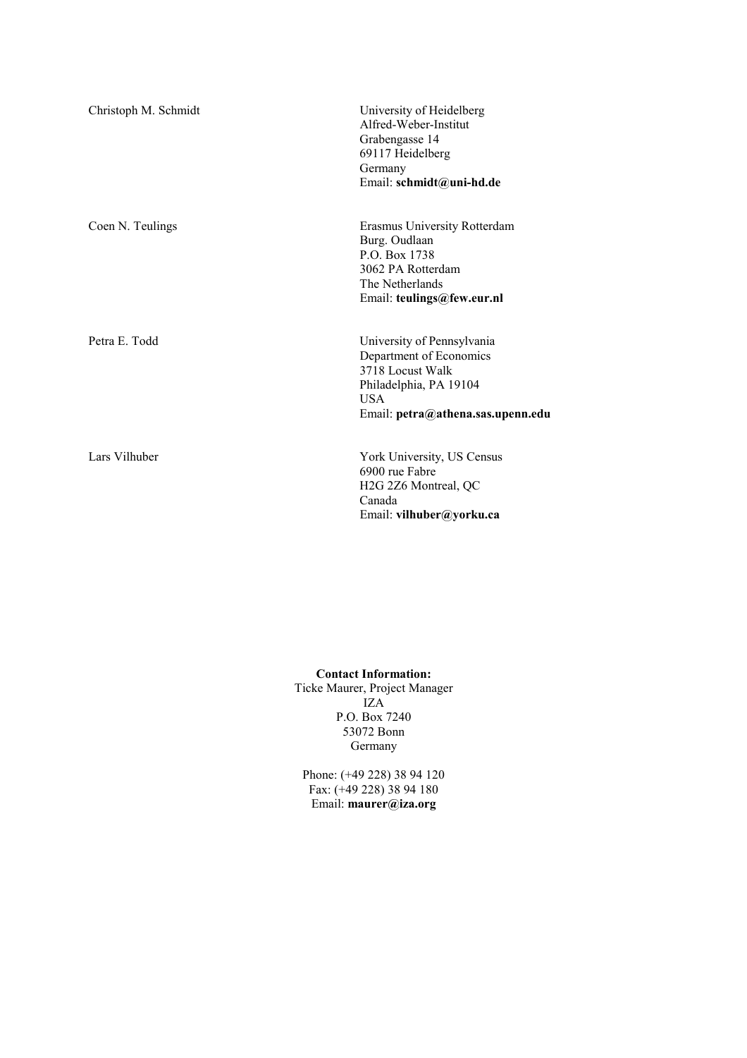Christoph M. Schmidt

University of Heidelberg
Alfred-Weber-Institut
Grabengasse 14
69117 Heidelberg
Germany
Email: **schmidt@uni-hd.de**

Coen N. Teulings

Erasmus University Rotterdam
Burg. Oudlaan
P.O. Box 1738
3062 PA Rotterdam
The Netherlands
Email: **teulings@few.eur.nl**

Petra E. Todd

University of Pennsylvania
Department of Economics
3718 Locust Walk
Philadelphia, PA 19104
USA
Email: **petra@athena.sas.upenn.edu**

Lars Vilhuber

York University, US Census
6900 rue Fabre
H2G 2Z6 Montreal, QC
Canada
Email: **vilhuber@yorku.ca**

**Contact Information:**
Ticke Maurer, Project Manager
IZA
P.O. Box 7240
53072 Bonn
Germany

Phone: (+49 228) 38 94 120
Fax: (+49 228) 38 94 180
Email: **maurer@iza.org**